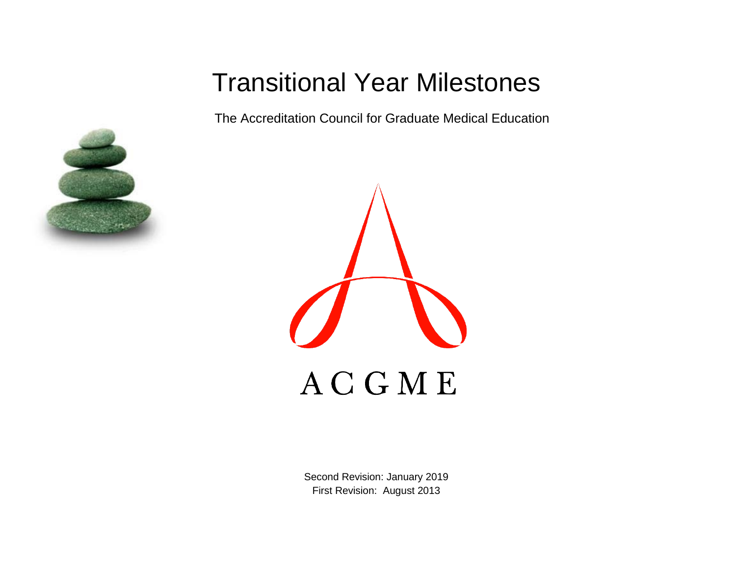# Transitional Year Milestones

The Accreditation Council for Graduate Medical Education

ACGME

Second Revision: January 2019
First Revision: August 2013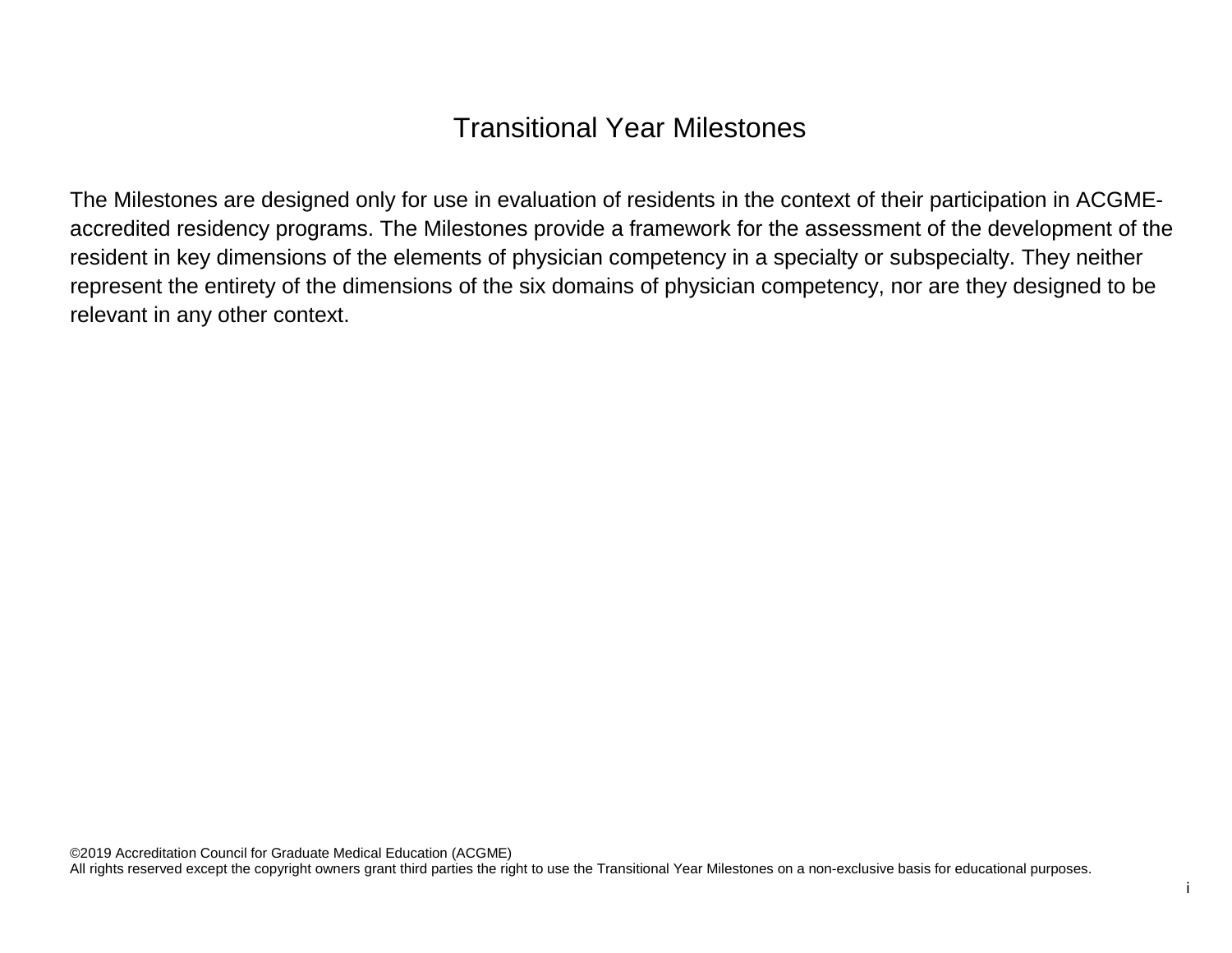# Transitional Year Milestones

The Milestones are designed only for use in evaluation of residents in the context of their participation in ACGME-accredited residency programs. The Milestones provide a framework for the assessment of the development of the resident in key dimensions of the elements of physician competency in a specialty or subspecialty. They neither represent the entirety of the dimensions of the six domains of physician competency, nor are they designed to be relevant in any other context.

©2019 Accreditation Council for Graduate Medical Education (ACGME)
All rights reserved except the copyright owners grant third parties the right to use the Transitional Year Milestones on a non-exclusive basis for educational purposes.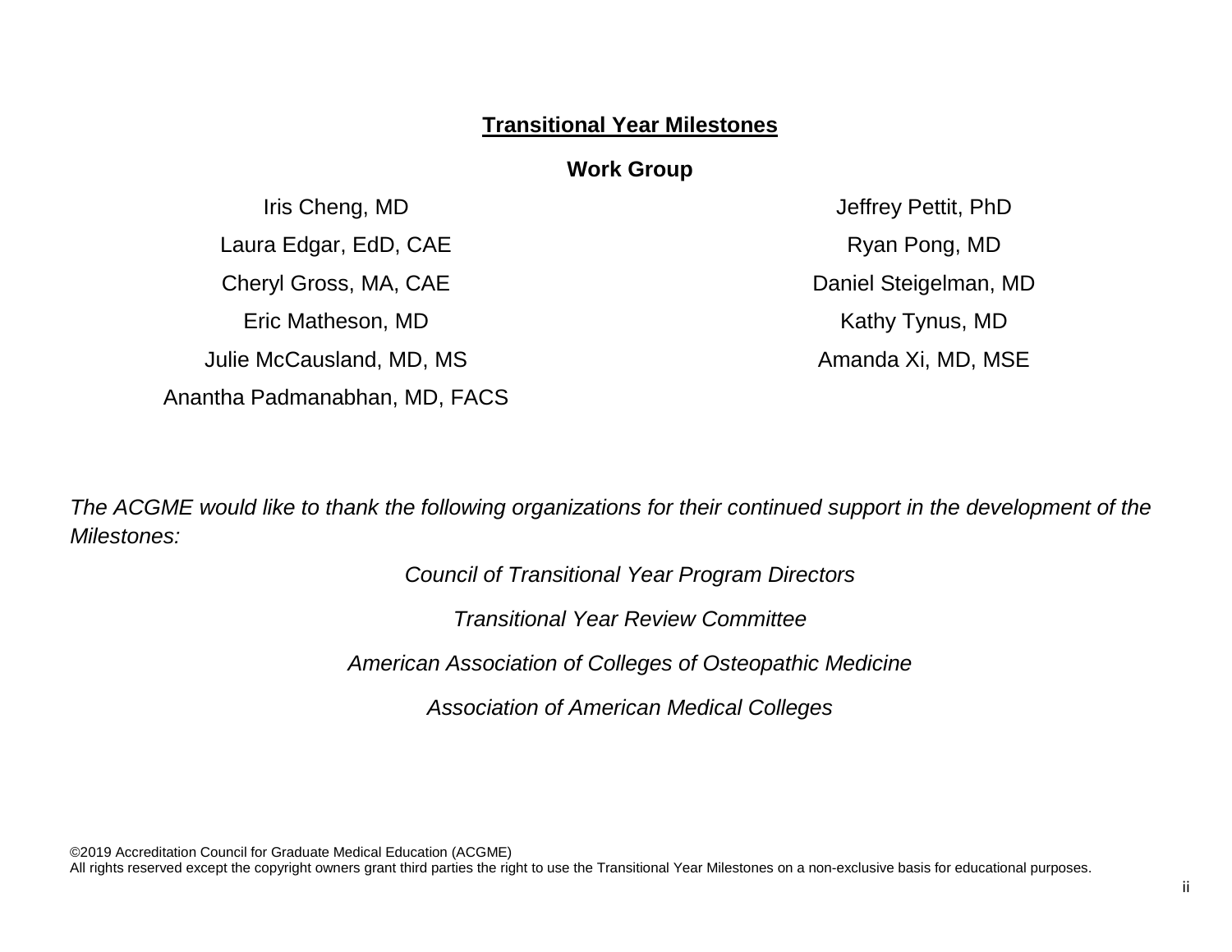## Transitional Year Milestones

**Work Group**

Iris Cheng, MD

Laura Edgar, EdD, CAE

Cheryl Gross, MA, CAE

Eric Matheson, MD

Julie McCausland, MD, MS

Anantha Padmanabhan, MD, FACS

Jeffrey Pettit, PhD

Ryan Pong, MD

Daniel Steigelman, MD

Kathy Tynus, MD

Amanda Xi, MD, MSE

*The ACGME would like to thank the following organizations for their continued support in the development of the Milestones:*

*Council of Transitional Year Program Directors*

*Transitional Year Review Committee*

*American Association of Colleges of Osteopathic Medicine*

*Association of American Medical Colleges*

©2019 Accreditation Council for Graduate Medical Education (ACGME)
All rights reserved except the copyright owners grant third parties the right to use the Transitional Year Milestones on a non-exclusive basis for educational purposes.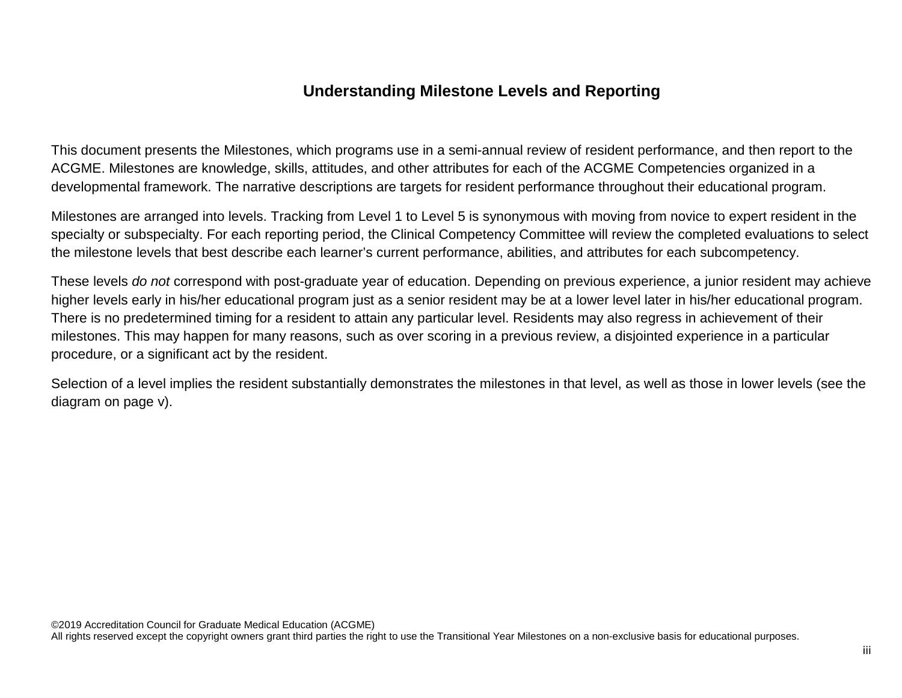## Understanding Milestone Levels and Reporting

This document presents the Milestones, which programs use in a semi-annual review of resident performance, and then report to the ACGME. Milestones are knowledge, skills, attitudes, and other attributes for each of the ACGME Competencies organized in a developmental framework. The narrative descriptions are targets for resident performance throughout their educational program.

Milestones are arranged into levels. Tracking from Level 1 to Level 5 is synonymous with moving from novice to expert resident in the specialty or subspecialty. For each reporting period, the Clinical Competency Committee will review the completed evaluations to select the milestone levels that best describe each learner's current performance, abilities, and attributes for each subcompetency.

These levels *do not* correspond with post-graduate year of education. Depending on previous experience, a junior resident may achieve higher levels early in his/her educational program just as a senior resident may be at a lower level later in his/her educational program. There is no predetermined timing for a resident to attain any particular level. Residents may also regress in achievement of their milestones. This may happen for many reasons, such as over scoring in a previous review, a disjointed experience in a particular procedure, or a significant act by the resident.

Selection of a level implies the resident substantially demonstrates the milestones in that level, as well as those in lower levels (see the diagram on page v).

©2019 Accreditation Council for Graduate Medical Education (ACGME)
All rights reserved except the copyright owners grant third parties the right to use the Transitional Year Milestones on a non-exclusive basis for educational purposes.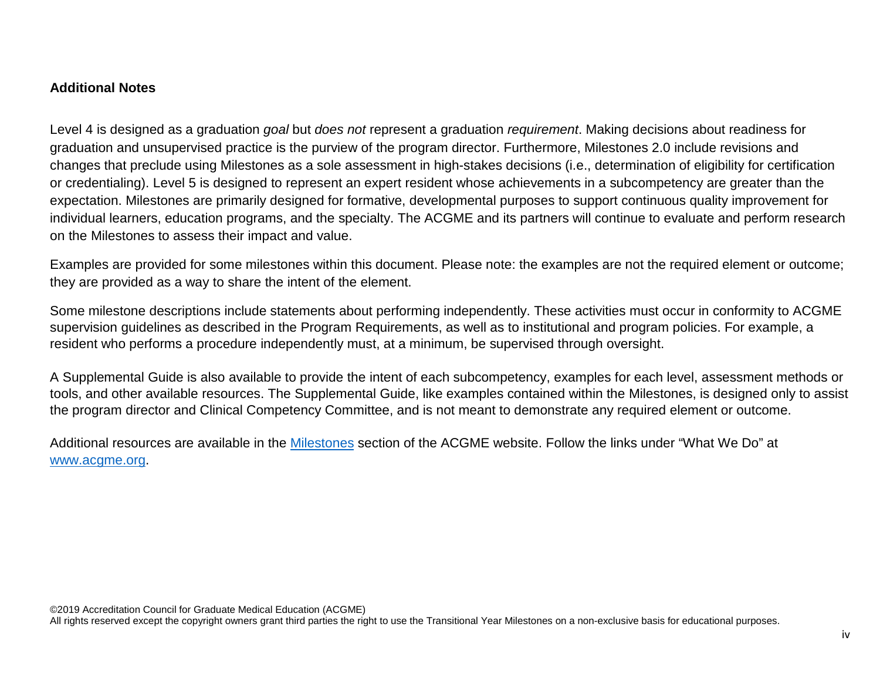**Additional Notes**

Level 4 is designed as a graduation *goal* but *does not* represent a graduation *requirement*. Making decisions about readiness for graduation and unsupervised practice is the purview of the program director. Furthermore, Milestones 2.0 include revisions and changes that preclude using Milestones as a sole assessment in high-stakes decisions (i.e., determination of eligibility for certification or credentialing). Level 5 is designed to represent an expert resident whose achievements in a subcompetency are greater than the expectation. Milestones are primarily designed for formative, developmental purposes to support continuous quality improvement for individual learners, education programs, and the specialty. The ACGME and its partners will continue to evaluate and perform research on the Milestones to assess their impact and value.

Examples are provided for some milestones within this document. Please note: the examples are not the required element or outcome; they are provided as a way to share the intent of the element.

Some milestone descriptions include statements about performing independently. These activities must occur in conformity to ACGME supervision guidelines as described in the Program Requirements, as well as to institutional and program policies. For example, a resident who performs a procedure independently must, at a minimum, be supervised through oversight.

A Supplemental Guide is also available to provide the intent of each subcompetency, examples for each level, assessment methods or tools, and other available resources. The Supplemental Guide, like examples contained within the Milestones, is designed only to assist the program director and Clinical Competency Committee, and is not meant to demonstrate any required element or outcome.

Additional resources are available in the Milestones section of the ACGME website. Follow the links under "What We Do" at www.acgme.org.

©2019 Accreditation Council for Graduate Medical Education (ACGME)
All rights reserved except the copyright owners grant third parties the right to use the Transitional Year Milestones on a non-exclusive basis for educational purposes.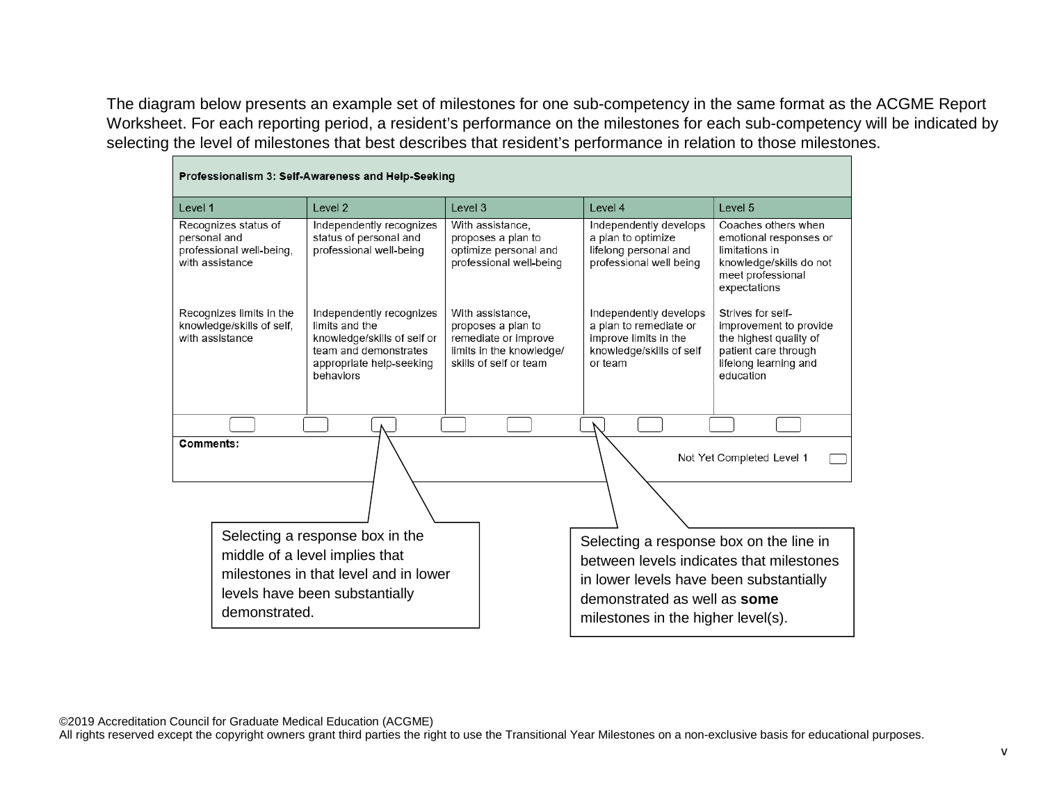The diagram below presents an example set of milestones for one sub-competency in the same format as the ACGME Report Worksheet. For each reporting period, a resident's performance on the milestones for each sub-competency will be indicated by selecting the level of milestones that best describes that resident's performance in relation to those milestones.

| **Professionalism 3: Self-Awareness and Help-Seeking** | | | | |
|---|---|---|---|---|
| Level 1 | Level 2 | Level 3 | Level 4 | Level 5 |
| Recognizes status of personal and professional well-being, with assistance | Independently recognizes status of personal and professional well-being | With assistance, proposes a plan to optimize personal and professional well-being | Independently develops a plan to optimize lifelong personal and professional well being | Coaches others when emotional responses or limitations in knowledge/skills do not meet professional expectations |
| Recognizes limits in the knowledge/skills of self, with assistance | Independently recognizes limits and the knowledge/skills of self or team and demonstrates appropriate help-seeking behaviors | With assistance, proposes a plan to remediate or improve limits in the knowledge/ skills of self or team | Independently develops a plan to remediate or improve limits in the knowledge/skills of self or team | Strives for self-improvement to provide the highest quality of patient care through lifelong learning and education |

**Comments:**

Not Yet Completed Level 1

Selecting a response box in the middle of a level implies that milestones in that level and in lower levels have been substantially demonstrated.

Selecting a response box on the line in between levels indicates that milestones in lower levels have been substantially demonstrated as well as **some** milestones in the higher level(s).

©2019 Accreditation Council for Graduate Medical Education (ACGME)
All rights reserved except the copyright owners grant third parties the right to use the Transitional Year Milestones on a non-exclusive basis for educational purposes.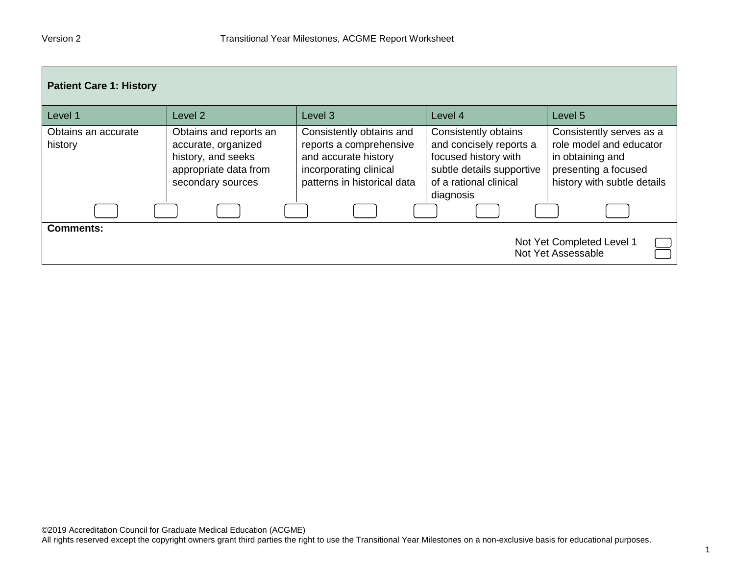## Patient Care 1: History

| Level 1 | Level 2 | Level 3 | Level 4 | Level 5 |
|---|---|---|---|---|
| Obtains an accurate history | Obtains and reports an accurate, organized history, and seeks appropriate data from secondary sources | Consistently obtains and reports a comprehensive and accurate history incorporating clinical patterns in historical data | Consistently obtains and concisely reports a focused history with subtle details supportive of a rational clinical diagnosis | Consistently serves as a role model and educator in obtaining and presenting a focused history with subtle details |

**Comments:**

Not Yet Completed Level 1

Not Yet Assessable

©2019 Accreditation Council for Graduate Medical Education (ACGME)
All rights reserved except the copyright owners grant third parties the right to use the Transitional Year Milestones on a non-exclusive basis for educational purposes.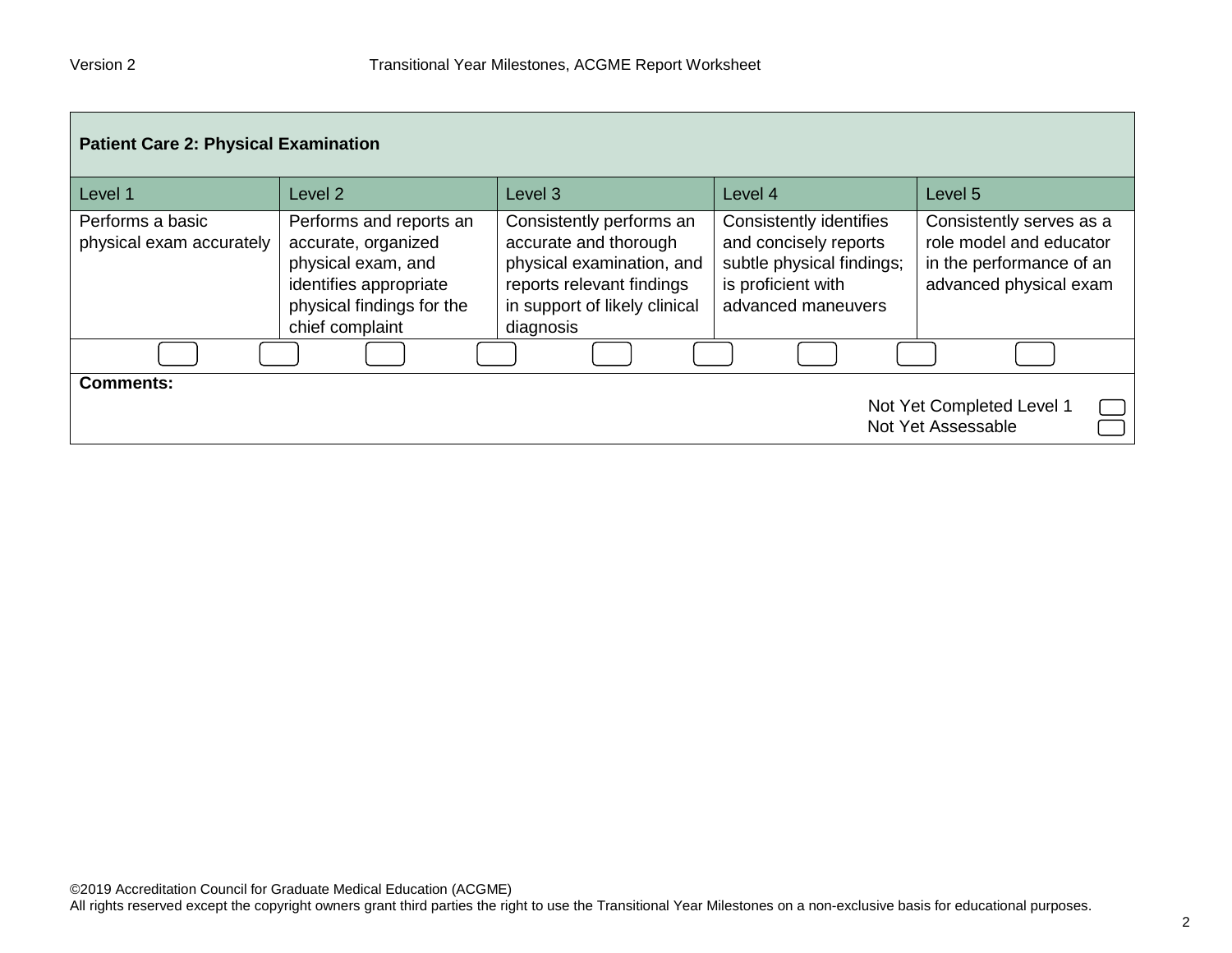| Patient Care 2: Physical Examination | | | | |
|---|---|---|---|---|
| Level 1 | Level 2 | Level 3 | Level 4 | Level 5 |
| Performs a basic physical exam accurately | Performs and reports an accurate, organized physical exam, and identifies appropriate physical findings for the chief complaint | Consistently performs an accurate and thorough physical examination, and reports relevant findings in support of likely clinical diagnosis | Consistently identifies and concisely reports subtle physical findings; is proficient with advanced maneuvers | Consistently serves as a role model and educator in the performance of an advanced physical exam |

**Comments:**

Not Yet Completed Level 1

Not Yet Assessable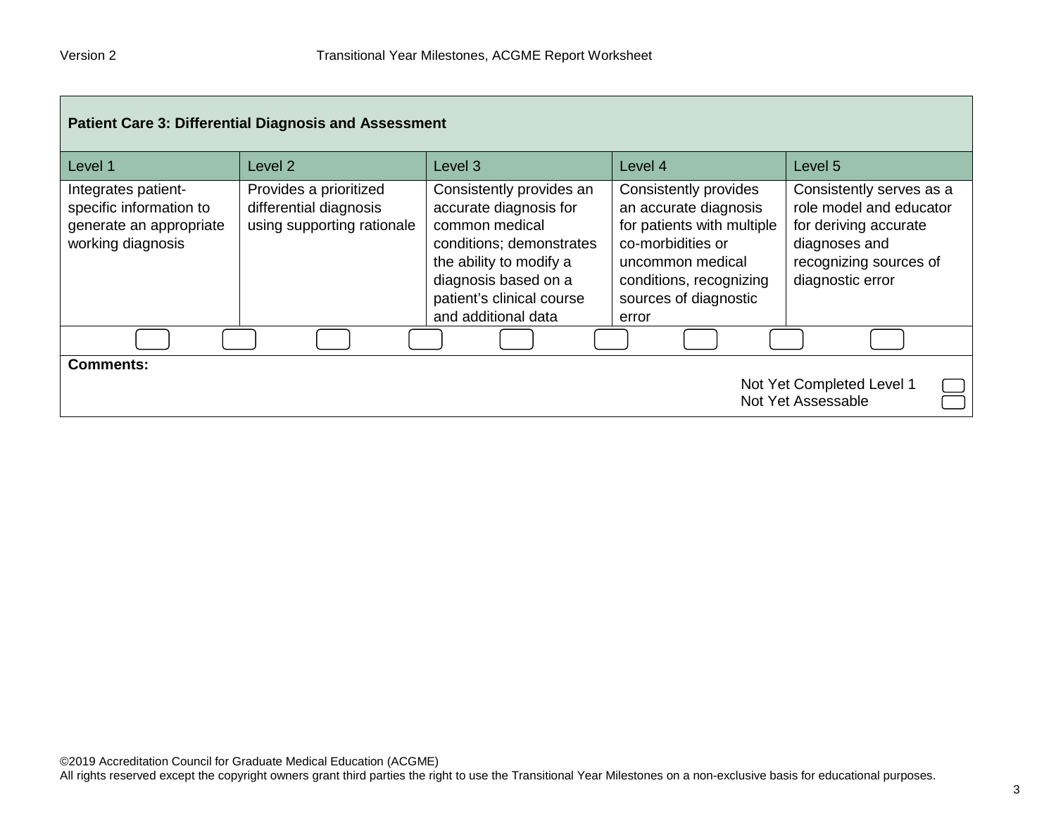| Patient Care 3: Differential Diagnosis and Assessment | | | | |
|---|---|---|---|---|
| Level 1 | Level 2 | Level 3 | Level 4 | Level 5 |
| Integrates patient-specific information to generate an appropriate working diagnosis | Provides a prioritized differential diagnosis using supporting rationale | Consistently provides an accurate diagnosis for common medical conditions; demonstrates the ability to modify a diagnosis based on a patient's clinical course and additional data | Consistently provides an accurate diagnosis for patients with multiple co-morbidities or uncommon medical conditions, recognizing sources of diagnostic error | Consistently serves as a role model and educator for deriving accurate diagnoses and recognizing sources of diagnostic error |

**Comments:**

Not Yet Completed Level 1

Not Yet Assessable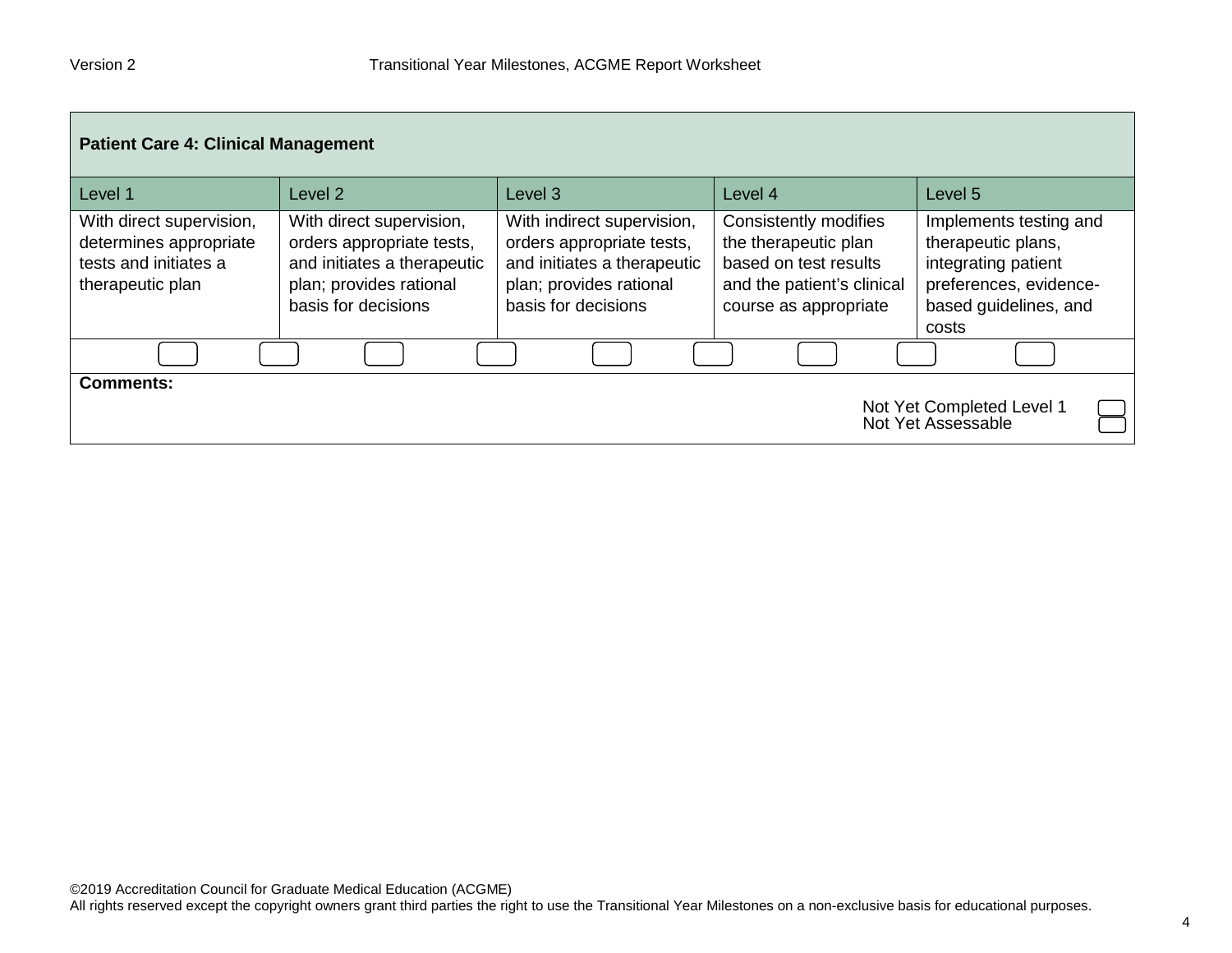| Patient Care 4: Clinical Management | | | | |
|---|---|---|---|---|
| Level 1 | Level 2 | Level 3 | Level 4 | Level 5 |
| With direct supervision, determines appropriate tests and initiates a therapeutic plan | With direct supervision, orders appropriate tests, and initiates a therapeutic plan; provides rational basis for decisions | With indirect supervision, orders appropriate tests, and initiates a therapeutic plan; provides rational basis for decisions | Consistently modifies the therapeutic plan based on test results and the patient's clinical course as appropriate | Implements testing and therapeutic plans, integrating patient preferences, evidence-based guidelines, and costs |

**Comments:**

Not Yet Completed Level 1
Not Yet Assessable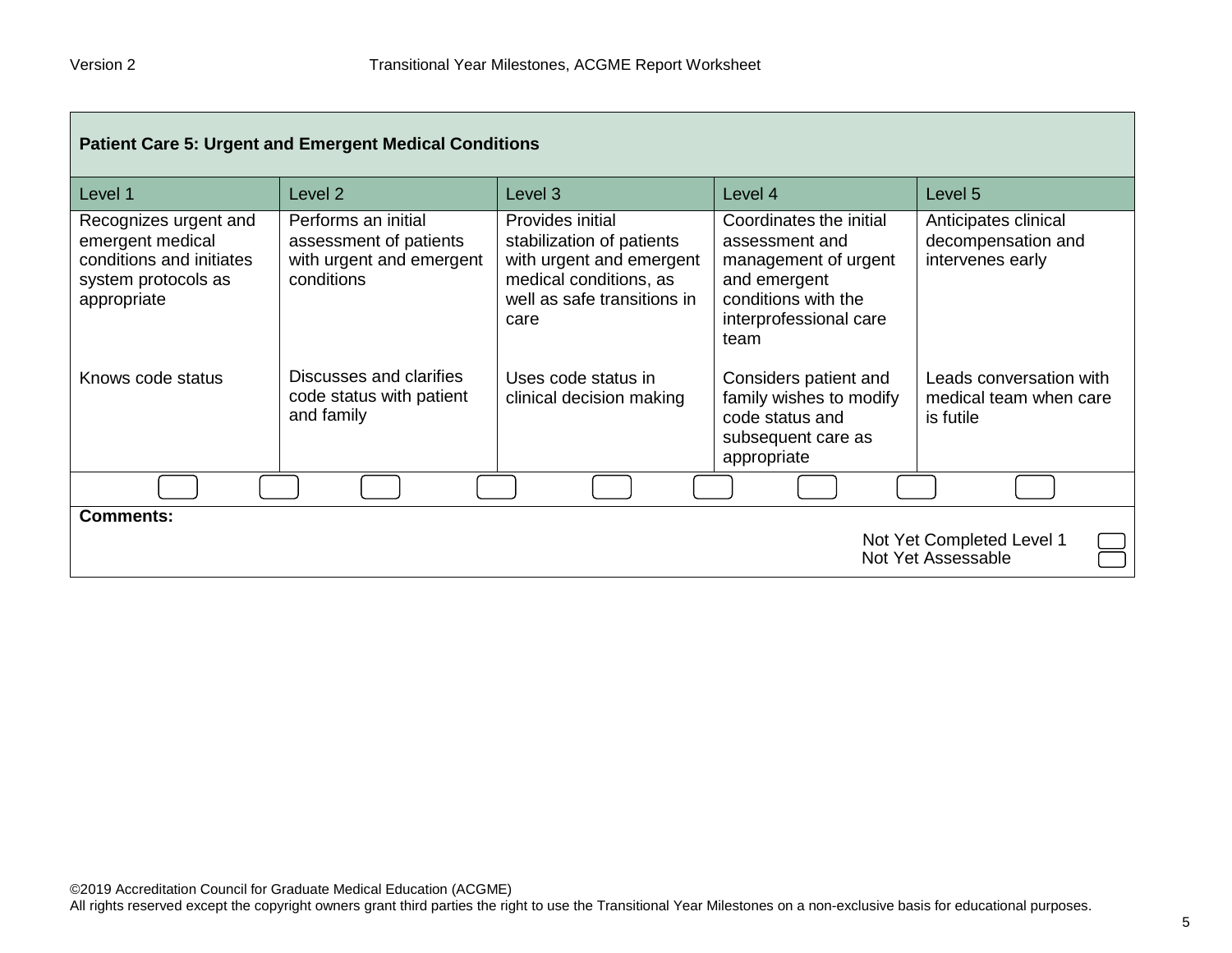## Patient Care 5: Urgent and Emergent Medical Conditions

| Level 1 | Level 2 | Level 3 | Level 4 | Level 5 |
|---|---|---|---|---|
| Recognizes urgent and emergent medical conditions and initiates system protocols as appropriate | Performs an initial assessment of patients with urgent and emergent conditions | Provides initial stabilization of patients with urgent and emergent medical conditions, as well as safe transitions in care | Coordinates the initial assessment and management of urgent and emergent conditions with the interprofessional care team | Anticipates clinical decompensation and intervenes early |
| Knows code status | Discusses and clarifies code status with patient and family | Uses code status in clinical decision making | Considers patient and family wishes to modify code status and subsequent care as appropriate | Leads conversation with medical team when care is futile |

**Comments:**

Not Yet Completed Level 1

Not Yet Assessable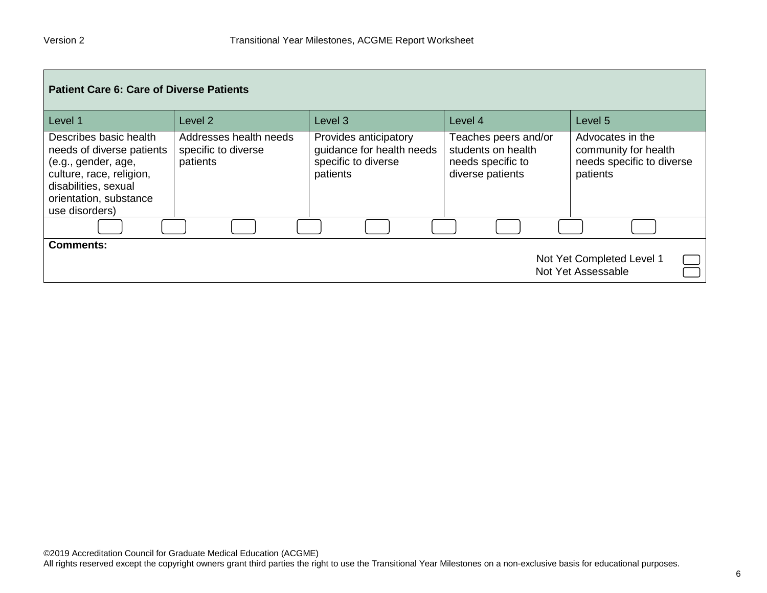| Patient Care 6: Care of Diverse Patients | | | | |
|---|---|---|---|---|
| Level 1 | Level 2 | Level 3 | Level 4 | Level 5 |
| Describes basic health needs of diverse patients (e.g., gender, age, culture, race, religion, disabilities, sexual orientation, substance use disorders) | Addresses health needs specific to diverse patients | Provides anticipatory guidance for health needs specific to diverse patients | Teaches peers and/or students on health needs specific to diverse patients | Advocates in the community for health needs specific to diverse patients |

**Comments:**

Not Yet Completed Level 1

Not Yet Assessable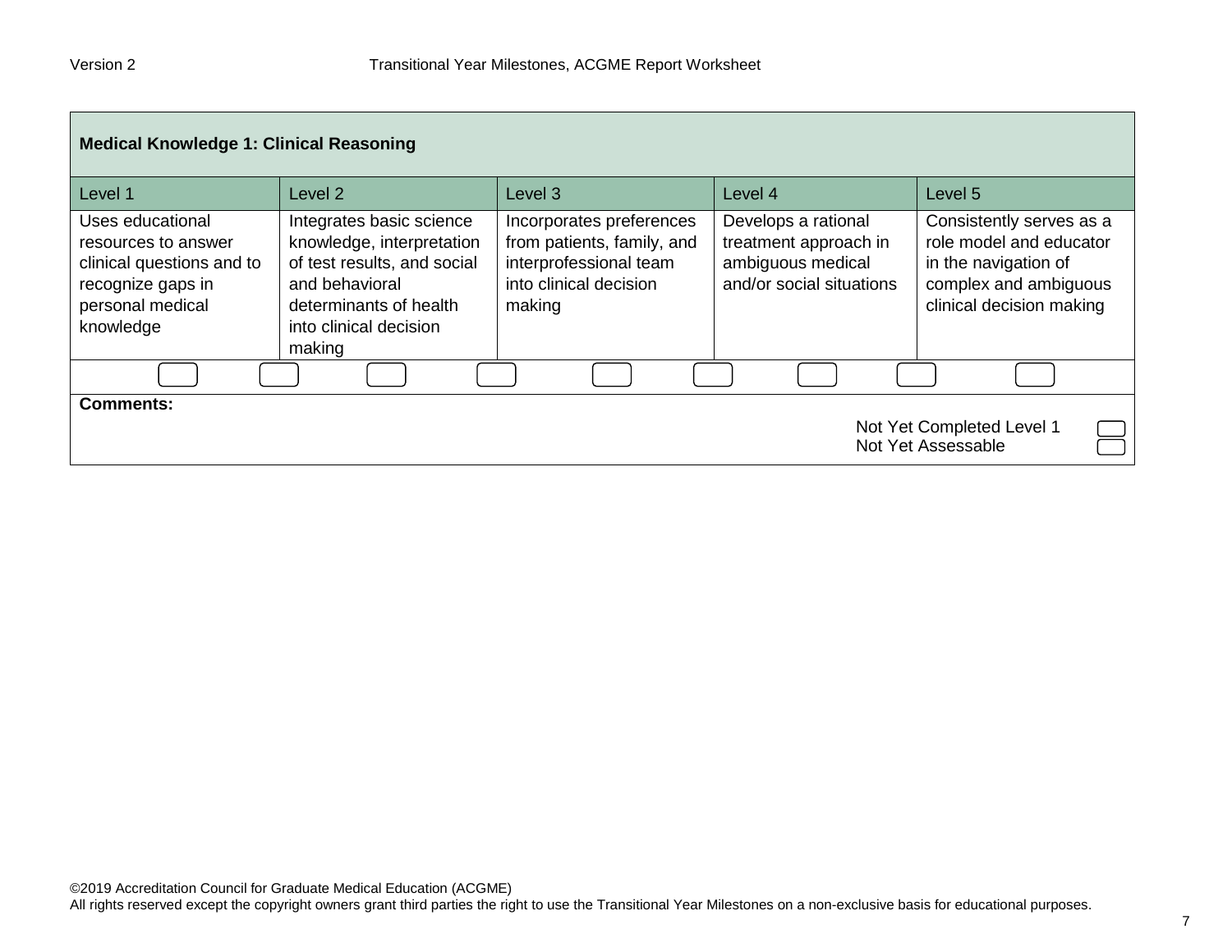| Medical Knowledge 1: Clinical Reasoning | | | | |
|---|---|---|---|---|
| Level 1 | Level 2 | Level 3 | Level 4 | Level 5 |
| Uses educational resources to answer clinical questions and to recognize gaps in personal medical knowledge | Integrates basic science knowledge, interpretation of test results, and social and behavioral determinants of health into clinical decision making | Incorporates preferences from patients, family, and interprofessional team into clinical decision making | Develops a rational treatment approach in ambiguous medical and/or social situations | Consistently serves as a role model and educator in the navigation of complex and ambiguous clinical decision making |

**Comments:**

Not Yet Completed Level 1

Not Yet Assessable

©2019 Accreditation Council for Graduate Medical Education (ACGME)
All rights reserved except the copyright owners grant third parties the right to use the Transitional Year Milestones on a non-exclusive basis for educational purposes.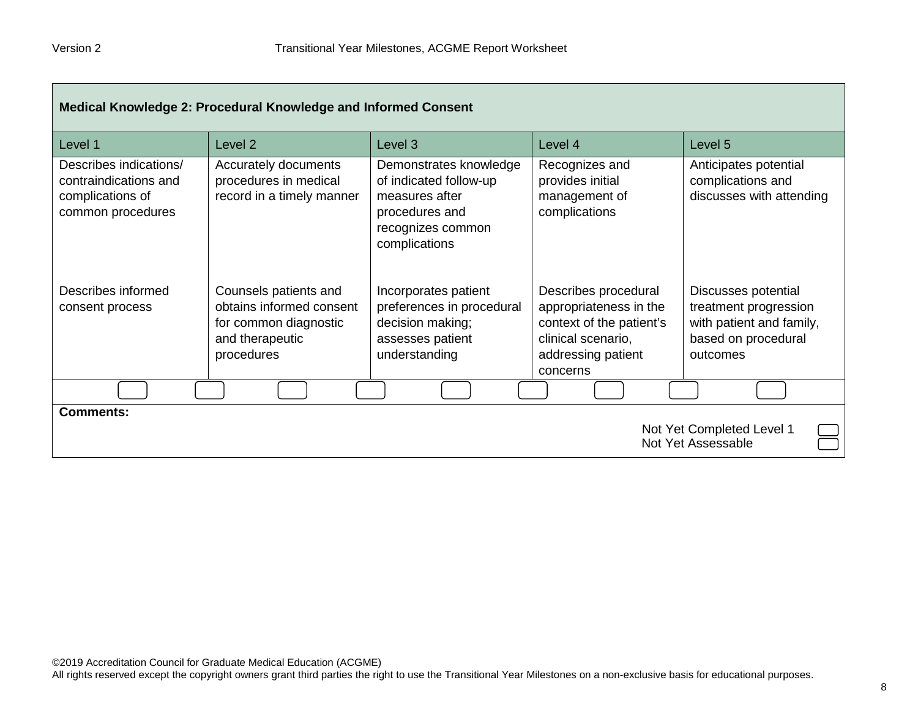| Medical Knowledge 2: Procedural Knowledge and Informed Consent | | | | |
|---|---|---|---|---|
| Level 1 | Level 2 | Level 3 | Level 4 | Level 5 |
| Describes indications/ contraindications and complications of common procedures | Accurately documents procedures in medical record in a timely manner | Demonstrates knowledge of indicated follow-up measures after procedures and recognizes common complications | Recognizes and provides initial management of complications | Anticipates potential complications and discusses with attending |
| Describes informed consent process | Counsels patients and obtains informed consent for common diagnostic and therapeutic procedures | Incorporates patient preferences in procedural decision making; assesses patient understanding | Describes procedural appropriateness in the context of the patient's clinical scenario, addressing patient concerns | Discusses potential treatment progression with patient and family, based on procedural outcomes |

**Comments:**

Not Yet Completed Level 1

Not Yet Assessable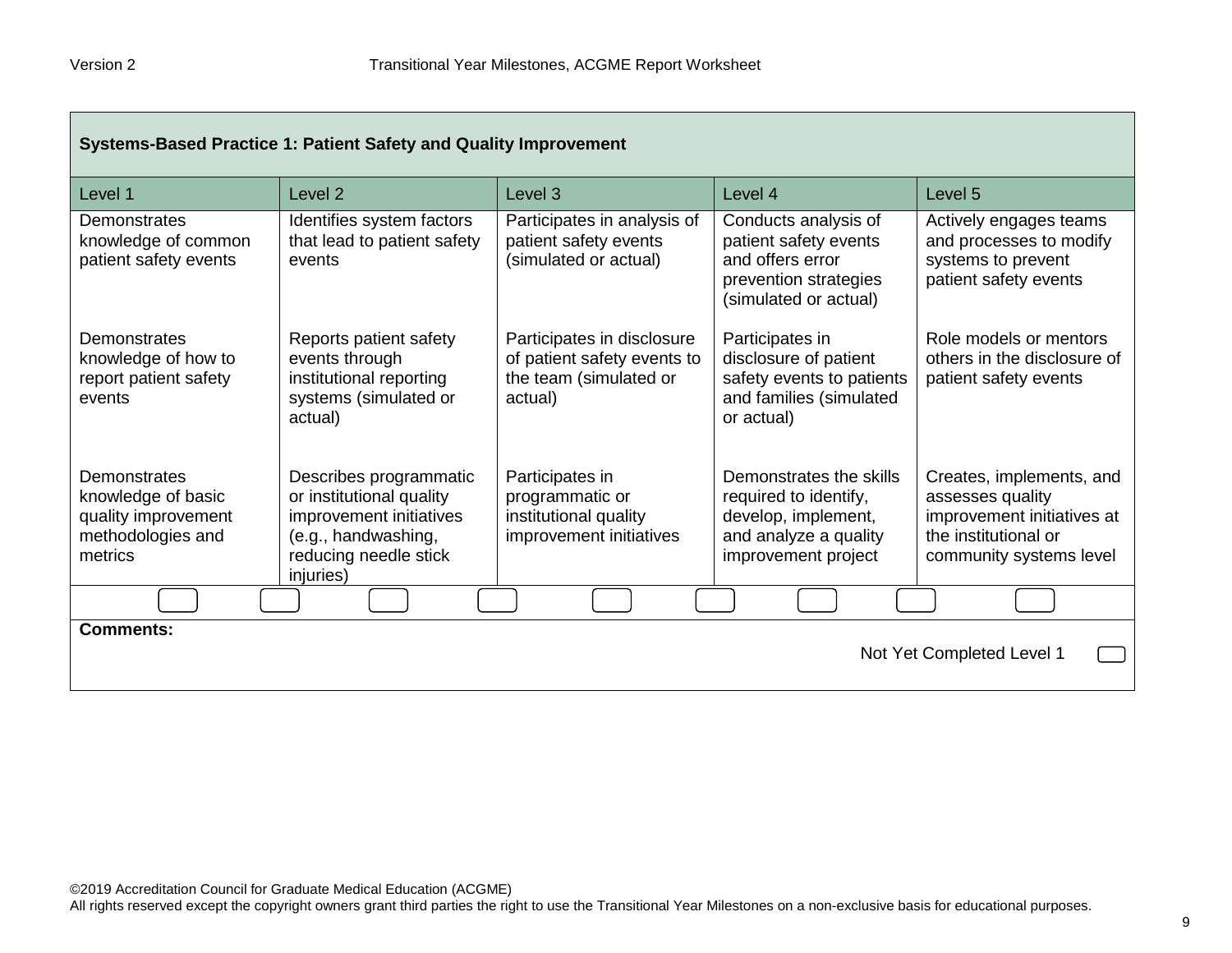| Systems-Based Practice 1: Patient Safety and Quality Improvement | | | | |
|---|---|---|---|---|
| Level 1 | Level 2 | Level 3 | Level 4 | Level 5 |
| Demonstrates knowledge of common patient safety events | Identifies system factors that lead to patient safety events | Participates in analysis of patient safety events (simulated or actual) | Conducts analysis of patient safety events and offers error prevention strategies (simulated or actual) | Actively engages teams and processes to modify systems to prevent patient safety events |
| Demonstrates knowledge of how to report patient safety events | Reports patient safety events through institutional reporting systems (simulated or actual) | Participates in disclosure of patient safety events to the team (simulated or actual) | Participates in disclosure of patient safety events to patients and families (simulated or actual) | Role models or mentors others in the disclosure of patient safety events |
| Demonstrates knowledge of basic quality improvement methodologies and metrics | Describes programmatic or institutional quality improvement initiatives (e.g., handwashing, reducing needle stick injuries) | Participates in programmatic or institutional quality improvement initiatives | Demonstrates the skills required to identify, develop, implement, and analyze a quality improvement project | Creates, implements, and assesses quality improvement initiatives at the institutional or community systems level |

**Comments:**

Not Yet Completed Level 1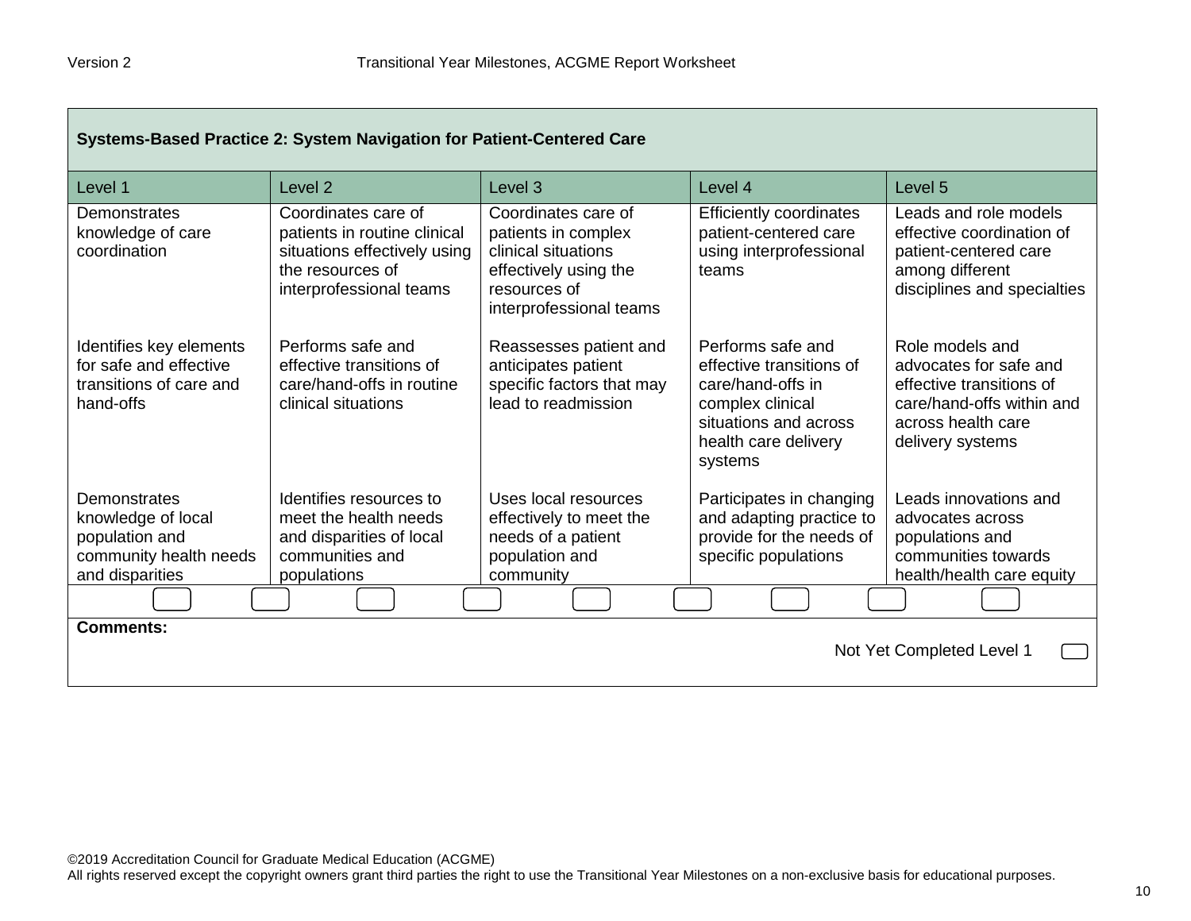## Systems-Based Practice 2: System Navigation for Patient-Centered Care

| Level 1 | Level 2 | Level 3 | Level 4 | Level 5 |
|---|---|---|---|---|
| Demonstrates knowledge of care coordination | Coordinates care of patients in routine clinical situations effectively using the resources of interprofessional teams | Coordinates care of patients in complex clinical situations effectively using the resources of interprofessional teams | Efficiently coordinates patient-centered care using interprofessional teams | Leads and role models effective coordination of patient-centered care among different disciplines and specialties |
| Identifies key elements for safe and effective transitions of care and hand-offs | Performs safe and effective transitions of care/hand-offs in routine clinical situations | Reassesses patient and anticipates patient specific factors that may lead to readmission | Performs safe and effective transitions of care/hand-offs in complex clinical situations and across health care delivery systems | Role models and advocates for safe and effective transitions of care/hand-offs within and across health care delivery systems |
| Demonstrates knowledge of local population and community health needs and disparities | Identifies resources to meet the health needs and disparities of local communities and populations | Uses local resources effectively to meet the needs of a patient population and community | Participates in changing and adapting practice to provide for the needs of specific populations | Leads innovations and advocates across populations and communities towards health/health care equity |

**Comments:**

Not Yet Completed Level 1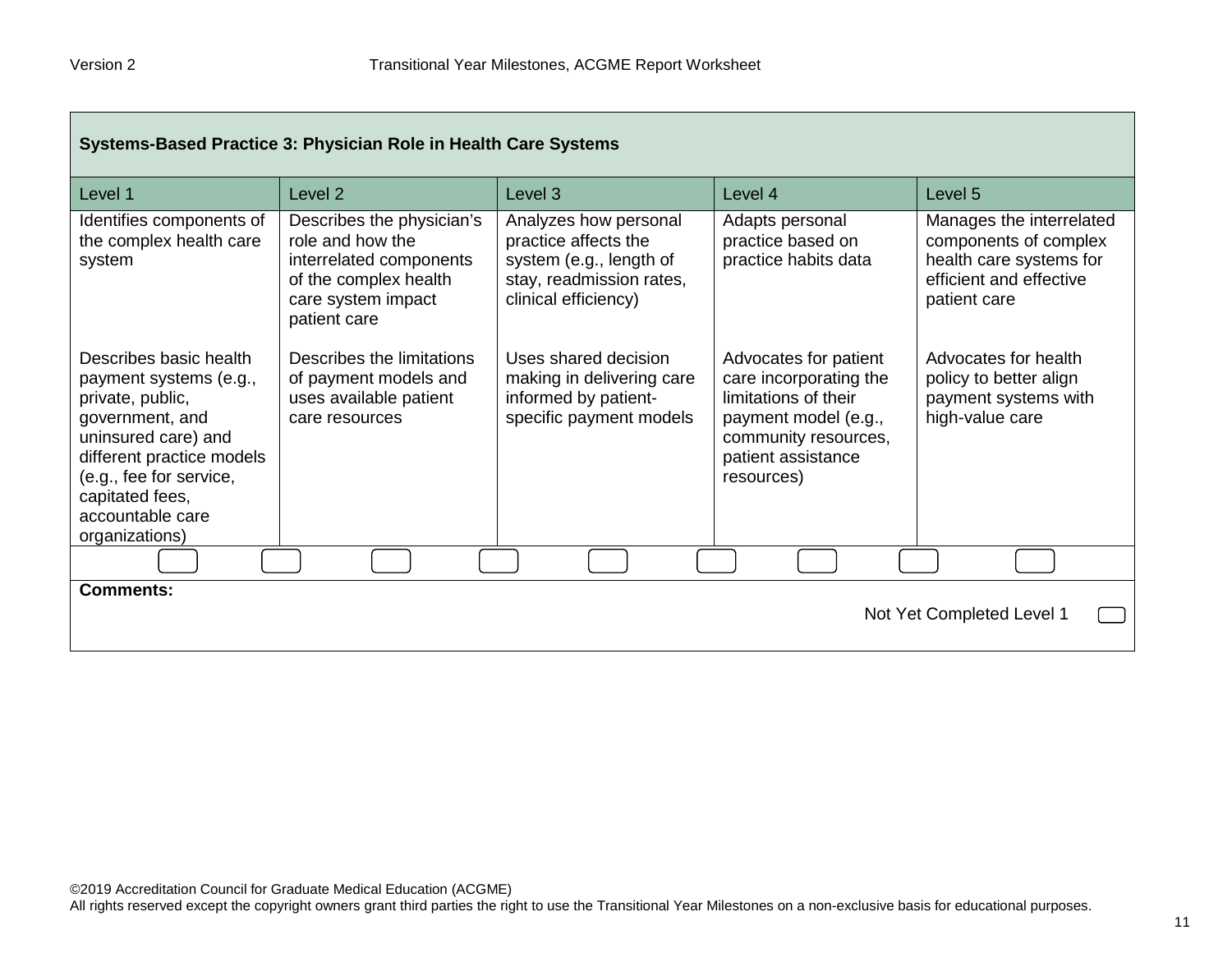## Systems-Based Practice 3: Physician Role in Health Care Systems

| Level 1 | Level 2 | Level 3 | Level 4 | Level 5 |
|---|---|---|---|---|
| Identifies components of the complex health care system | Describes the physician's role and how the interrelated components of the complex health care system impact patient care | Analyzes how personal practice affects the system (e.g., length of stay, readmission rates, clinical efficiency) | Adapts personal practice based on practice habits data | Manages the interrelated components of complex health care systems for efficient and effective patient care |
| Describes basic health payment systems (e.g., private, public, government, and uninsured care) and different practice models (e.g., fee for service, capitated fees, accountable care organizations) | Describes the limitations of payment models and uses available patient care resources | Uses shared decision making in delivering care informed by patient-specific payment models | Advocates for patient care incorporating the limitations of their payment model (e.g., community resources, patient assistance resources) | Advocates for health policy to better align payment systems with high-value care |

**Comments:**

Not Yet Completed Level 1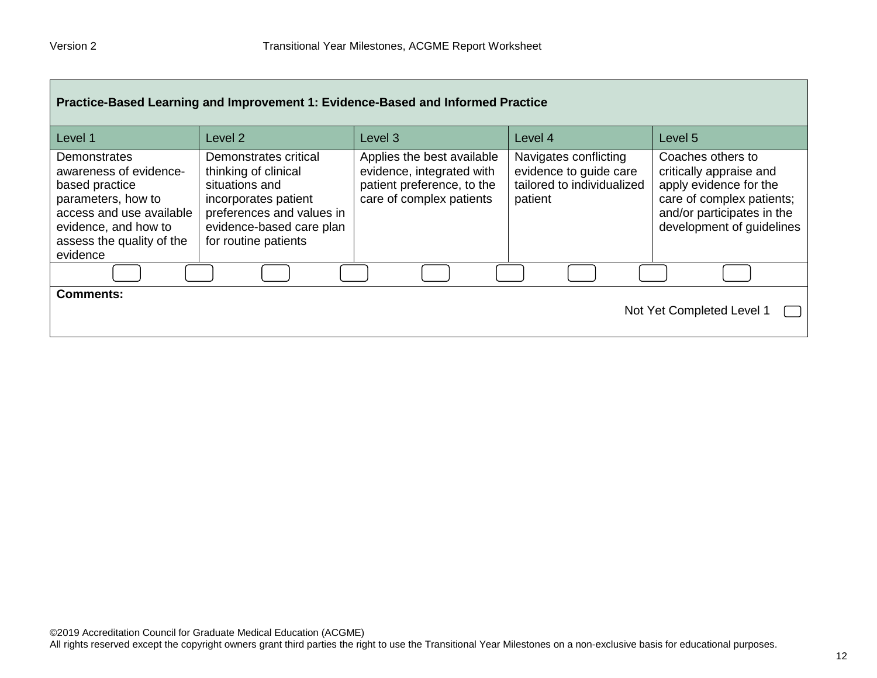| Practice-Based Learning and Improvement 1: Evidence-Based and Informed Practice | | | | |
|---|---|---|---|---|
| Level 1 | Level 2 | Level 3 | Level 4 | Level 5 |
| Demonstrates awareness of evidence-based practice parameters, how to access and use available evidence, and how to assess the quality of the evidence | Demonstrates critical thinking of clinical situations and incorporates patient preferences and values in evidence-based care plan for routine patients | Applies the best available evidence, integrated with patient preference, to the care of complex patients | Navigates conflicting evidence to guide care tailored to individualized patient | Coaches others to critically appraise and apply evidence for the care of complex patients; and/or participates in the development of guidelines |

**Comments:**

Not Yet Completed Level 1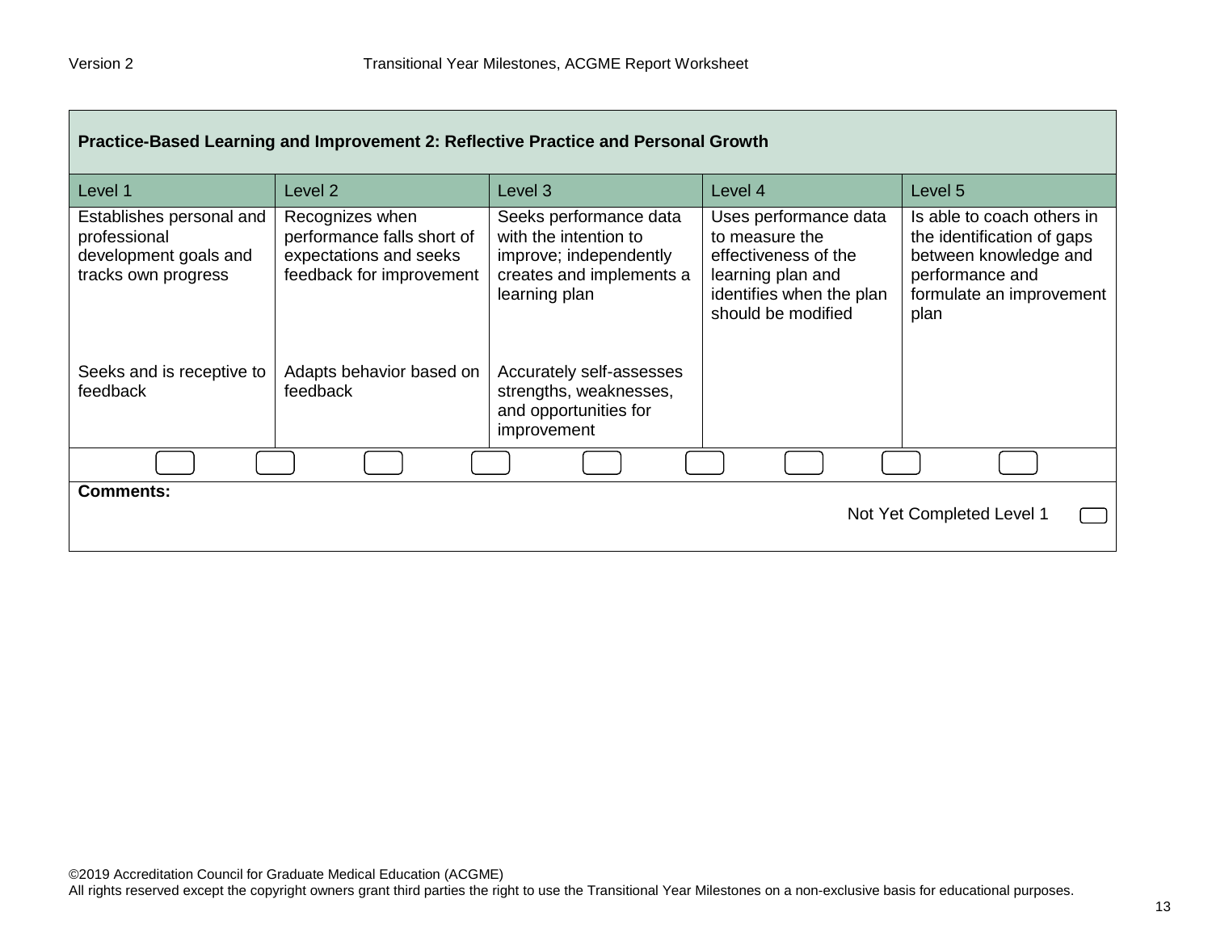## Practice-Based Learning and Improvement 2: Reflective Practice and Personal Growth

| Level 1 | Level 2 | Level 3 | Level 4 | Level 5 |
|---|---|---|---|---|
| Establishes personal and professional development goals and tracks own progress | Recognizes when performance falls short of expectations and seeks feedback for improvement | Seeks performance data with the intention to improve; independently creates and implements a learning plan | Uses performance data to measure the effectiveness of the learning plan and identifies when the plan should be modified | Is able to coach others in the identification of gaps between knowledge and performance and formulate an improvement plan |
| Seeks and is receptive to feedback | Adapts behavior based on feedback | Accurately self-assesses strengths, weaknesses, and opportunities for improvement | | |

**Comments:**

Not Yet Completed Level 1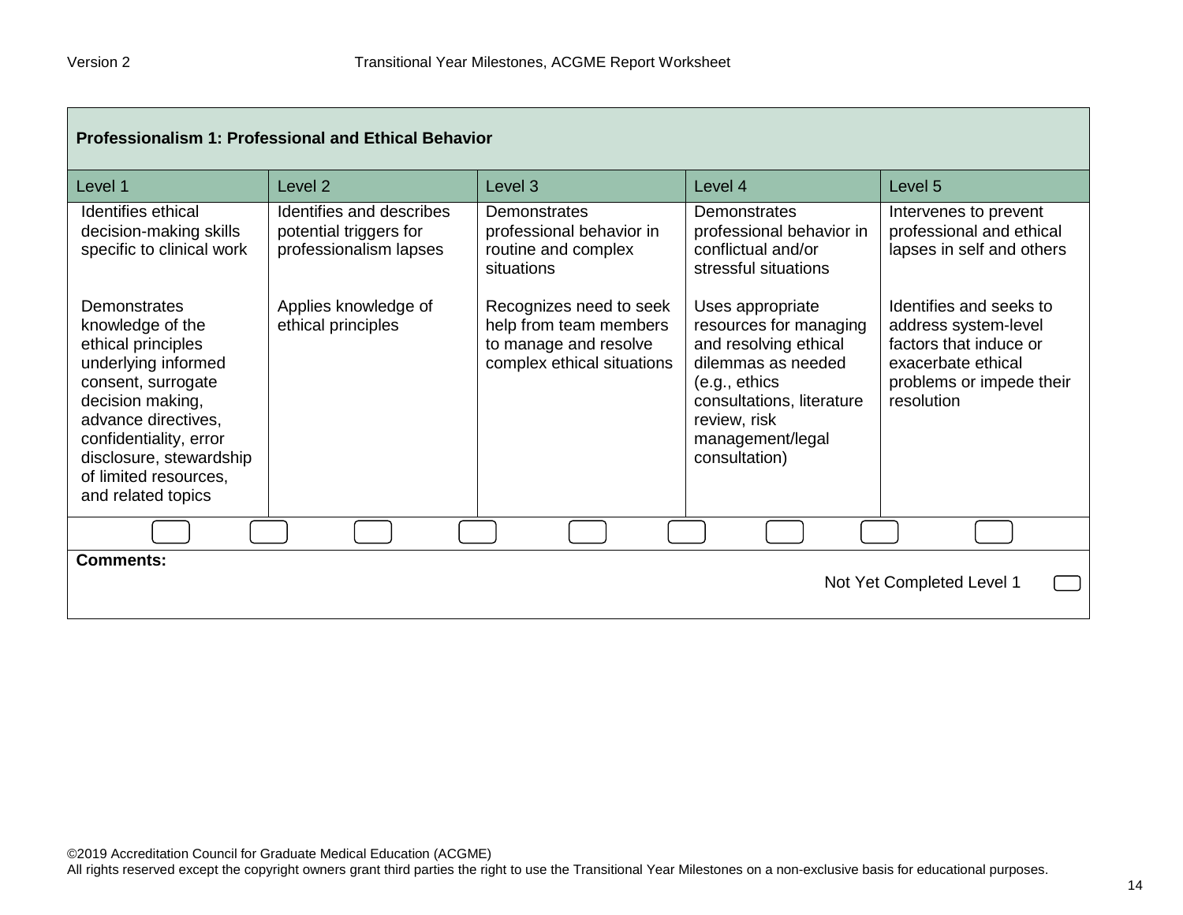| Professionalism 1: Professional and Ethical Behavior | | | | |
|---|---|---|---|---|
| Level 1 | Level 2 | Level 3 | Level 4 | Level 5 |
| Identifies ethical decision-making skills specific to clinical work | Identifies and describes potential triggers for professionalism lapses | Demonstrates professional behavior in routine and complex situations | Demonstrates professional behavior in conflictual and/or stressful situations | Intervenes to prevent professional and ethical lapses in self and others |
| Demonstrates knowledge of the ethical principles underlying informed consent, surrogate decision making, advance directives, confidentiality, error disclosure, stewardship of limited resources, and related topics | Applies knowledge of ethical principles | Recognizes need to seek help from team members to manage and resolve complex ethical situations | Uses appropriate resources for managing and resolving ethical dilemmas as needed (e.g., ethics consultations, literature review, risk management/legal consultation) | Identifies and seeks to address system-level factors that induce or exacerbate ethical problems or impede their resolution |

**Comments:**

Not Yet Completed Level 1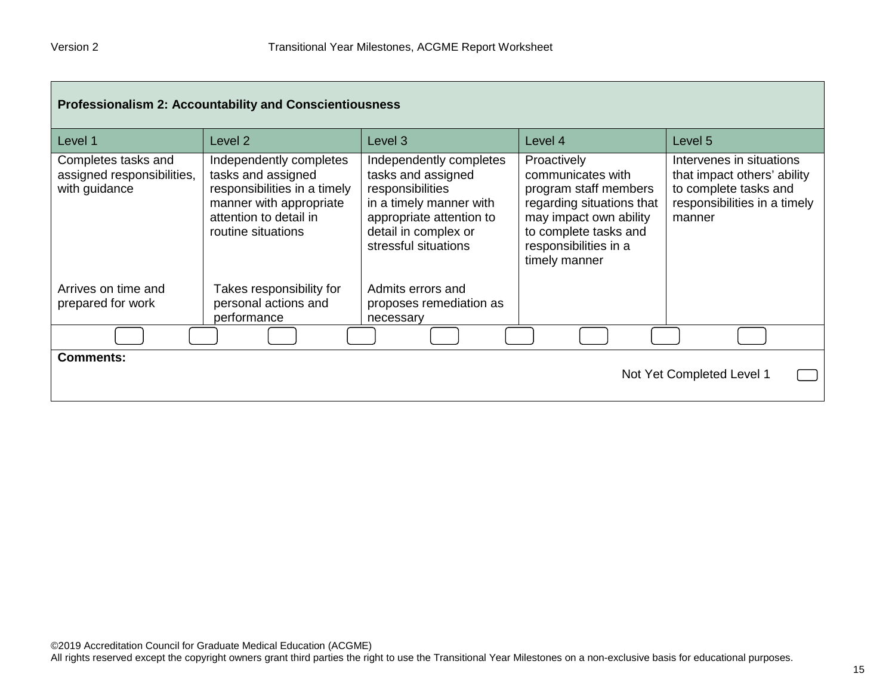| Professionalism 2: Accountability and Conscientiousness | | | | |
|---|---|---|---|---|
| Level 1 | Level 2 | Level 3 | Level 4 | Level 5 |
| Completes tasks and assigned responsibilities, with guidance | Independently completes tasks and assigned responsibilities in a timely manner with appropriate attention to detail in routine situations | Independently completes tasks and assigned responsibilities in a timely manner with appropriate attention to detail in complex or stressful situations | Proactively communicates with program staff members regarding situations that may impact own ability to complete tasks and responsibilities in a timely manner | Intervenes in situations that impact others' ability to complete tasks and responsibilities in a timely manner |
| Arrives on time and prepared for work | Takes responsibility for personal actions and performance | Admits errors and proposes remediation as necessary | | |

**Comments:**

Not Yet Completed Level 1

©2019 Accreditation Council for Graduate Medical Education (ACGME)
All rights reserved except the copyright owners grant third parties the right to use the Transitional Year Milestones on a non-exclusive basis for educational purposes.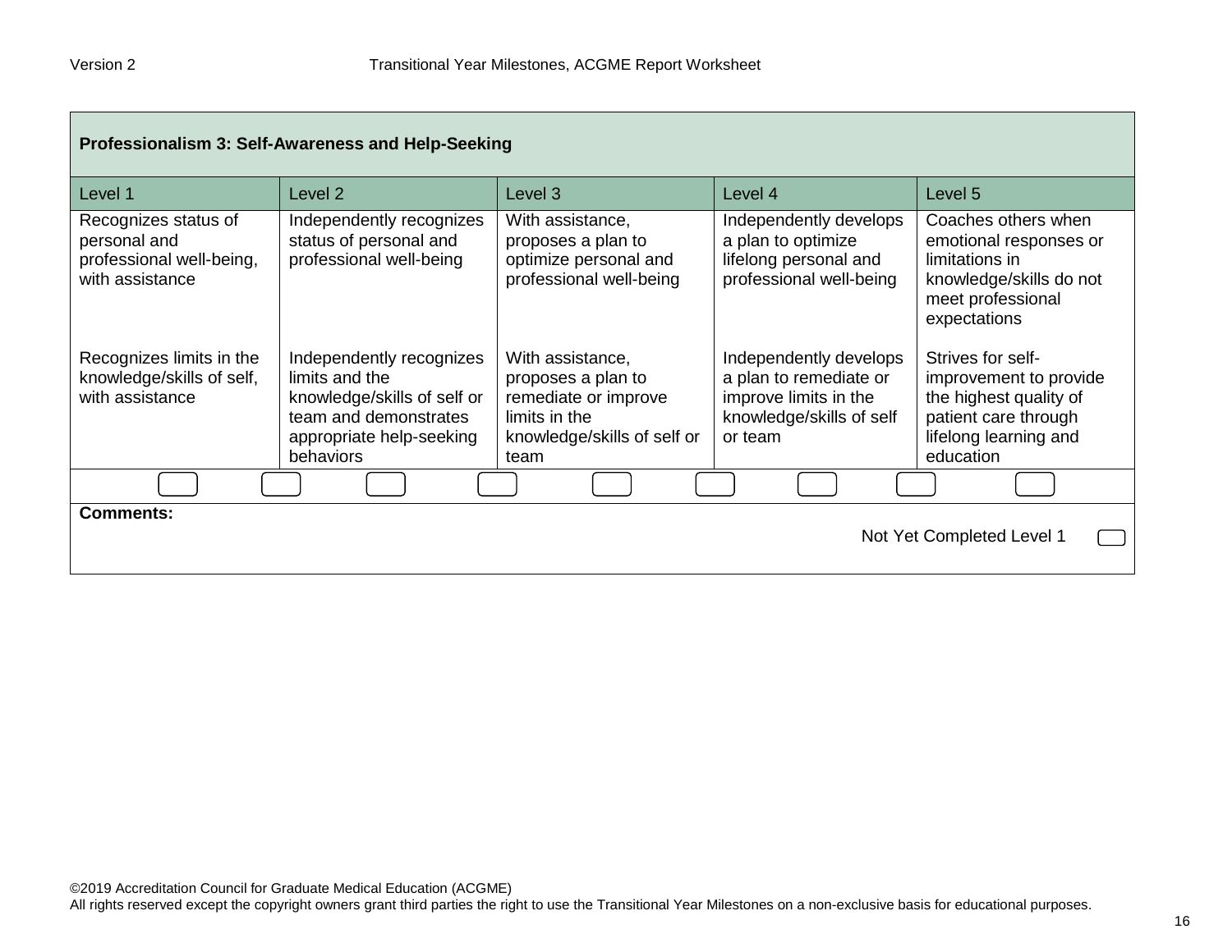| Professionalism 3: Self-Awareness and Help-Seeking | | | | |
|---|---|---|---|---|
| Level 1 | Level 2 | Level 3 | Level 4 | Level 5 |
| Recognizes status of personal and professional well-being, with assistance | Independently recognizes status of personal and professional well-being | With assistance, proposes a plan to optimize personal and professional well-being | Independently develops a plan to optimize lifelong personal and professional well-being | Coaches others when emotional responses or limitations in knowledge/skills do not meet professional expectations |
| Recognizes limits in the knowledge/skills of self, with assistance | Independently recognizes limits and the knowledge/skills of self or team and demonstrates appropriate help-seeking behaviors | With assistance, proposes a plan to remediate or improve limits in the knowledge/skills of self or team | Independently develops a plan to remediate or improve limits in the knowledge/skills of self or team | Strives for self-improvement to provide the highest quality of patient care through lifelong learning and education |

**Comments:**

Not Yet Completed Level 1

©2019 Accreditation Council for Graduate Medical Education (ACGME)
All rights reserved except the copyright owners grant third parties the right to use the Transitional Year Milestones on a non-exclusive basis for educational purposes.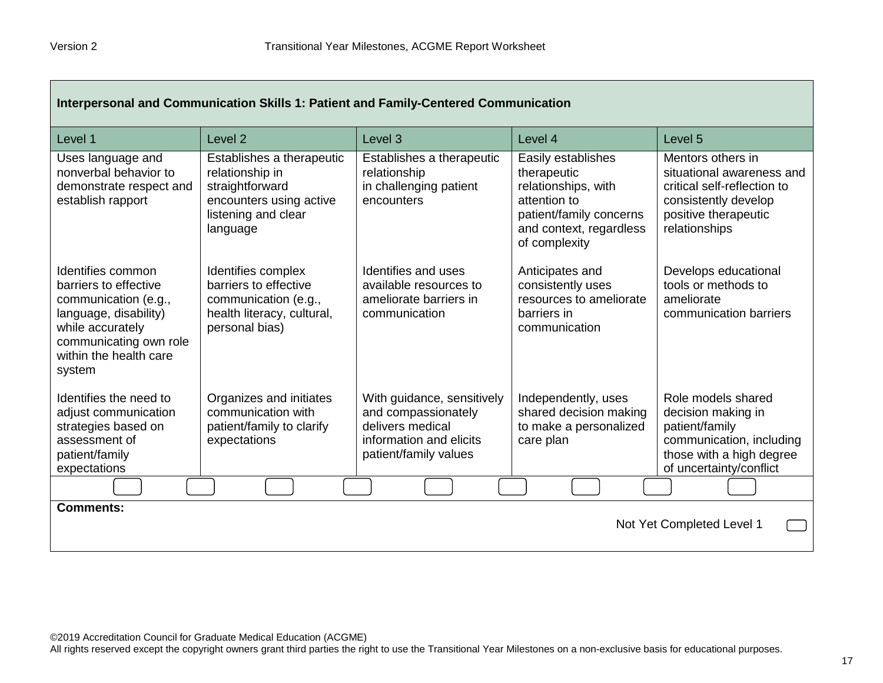**Interpersonal and Communication Skills 1: Patient and Family-Centered Communication**

| Level 1 | Level 2 | Level 3 | Level 4 | Level 5 |
|---|---|---|---|---|
| Uses language and nonverbal behavior to demonstrate respect and establish rapport | Establishes a therapeutic relationship in straightforward encounters using active listening and clear language | Establishes a therapeutic relationship in challenging patient encounters | Easily establishes therapeutic relationships, with attention to patient/family concerns and context, regardless of complexity | Mentors others in situational awareness and critical self-reflection to consistently develop positive therapeutic relationships |
| Identifies common barriers to effective communication (e.g., language, disability) while accurately communicating own role within the health care system | Identifies complex barriers to effective communication (e.g., health literacy, cultural, personal bias) | Identifies and uses available resources to ameliorate barriers in communication | Anticipates and consistently uses resources to ameliorate barriers in communication | Develops educational tools or methods to ameliorate communication barriers |
| Identifies the need to adjust communication strategies based on assessment of patient/family expectations | Organizes and initiates communication with patient/family to clarify expectations | With guidance, sensitively and compassionately delivers medical information and elicits patient/family values | Independently, uses shared decision making to make a personalized care plan | Role models shared decision making in patient/family communication, including those with a high degree of uncertainty/conflict |

**Comments:**

Not Yet Completed Level 1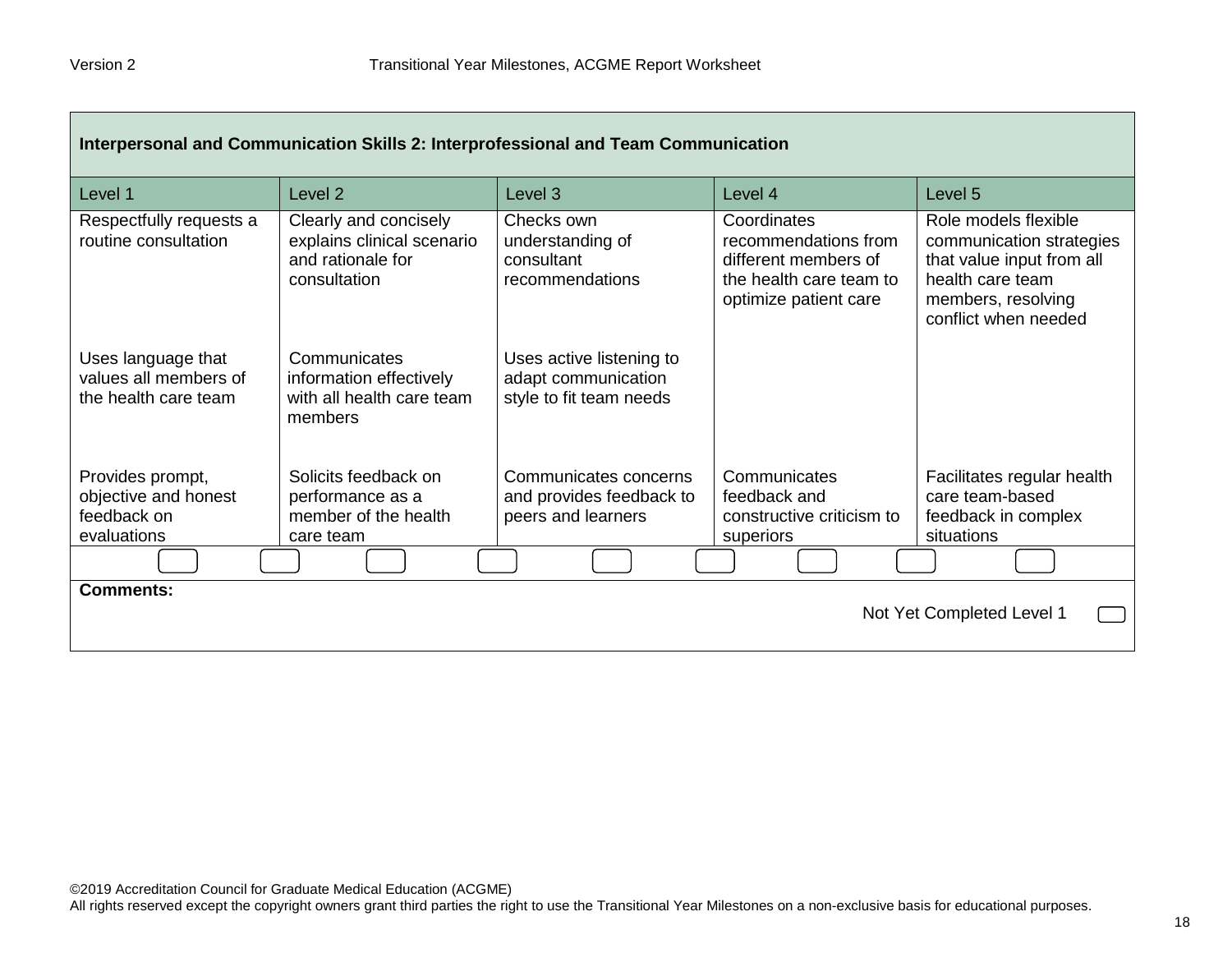| Interpersonal and Communication Skills 2: Interprofessional and Team Communication | | | | |
|---|---|---|---|---|
| Level 1 | Level 2 | Level 3 | Level 4 | Level 5 |
| Respectfully requests a routine consultation | Clearly and concisely explains clinical scenario and rationale for consultation | Checks own understanding of consultant recommendations | Coordinates recommendations from different members of the health care team to optimize patient care | Role models flexible communication strategies that value input from all health care team members, resolving conflict when needed |
| Uses language that values all members of the health care team | Communicates information effectively with all health care team members | Uses active listening to adapt communication style to fit team needs | | |
| Provides prompt, objective and honest feedback on evaluations | Solicits feedback on performance as a member of the health care team | Communicates concerns and provides feedback to peers and learners | Communicates feedback and constructive criticism to superiors | Facilitates regular health care team-based feedback in complex situations |

**Comments:**

Not Yet Completed Level 1

©2019 Accreditation Council for Graduate Medical Education (ACGME)
All rights reserved except the copyright owners grant third parties the right to use the Transitional Year Milestones on a non-exclusive basis for educational purposes.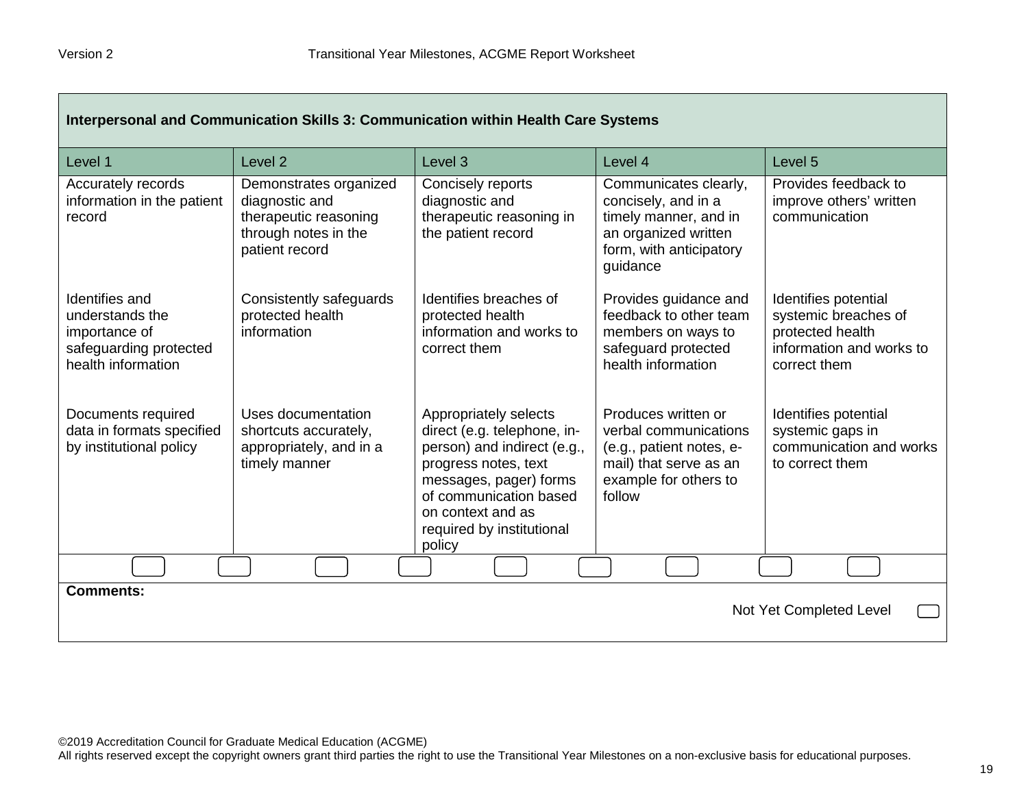**Interpersonal and Communication Skills 3: Communication within Health Care Systems**

| Level 1 | Level 2 | Level 3 | Level 4 | Level 5 |
|---|---|---|---|---|
| Accurately records information in the patient record | Demonstrates organized diagnostic and therapeutic reasoning through notes in the patient record | Concisely reports diagnostic and therapeutic reasoning in the patient record | Communicates clearly, concisely, and in a timely manner, and in an organized written form, with anticipatory guidance | Provides feedback to improve others' written communication |
| Identifies and understands the importance of safeguarding protected health information | Consistently safeguards protected health information | Identifies breaches of protected health information and works to correct them | Provides guidance and feedback to other team members on ways to safeguard protected health information | Identifies potential systemic breaches of protected health information and works to correct them |
| Documents required data in formats specified by institutional policy | Uses documentation shortcuts accurately, appropriately, and in a timely manner | Appropriately selects direct (e.g. telephone, in-person) and indirect (e.g., progress notes, text messages, pager) forms of communication based on context and as required by institutional policy | Produces written or verbal communications (e.g., patient notes, e-mail) that serve as an example for others to follow | Identifies potential systemic gaps in communication and works to correct them |

**Comments:**

Not Yet Completed Level

©2019 Accreditation Council for Graduate Medical Education (ACGME)
All rights reserved except the copyright owners grant third parties the right to use the Transitional Year Milestones on a non-exclusive basis for educational purposes.